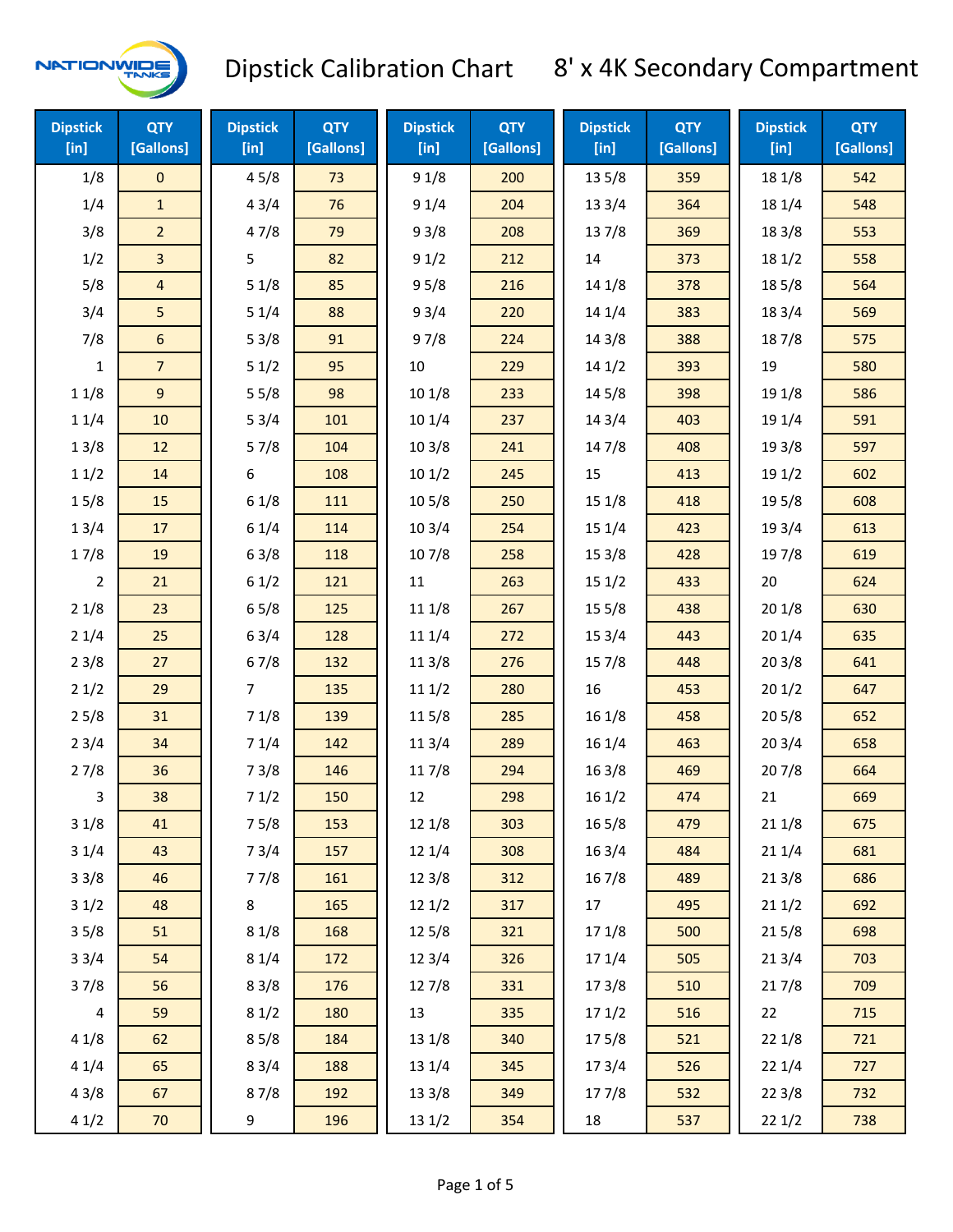# Dipstick Calibration Chart    8' x 4K Secondary Compartment

NATIONWIDE TANKS

| Dipstick [in] | QTY [Gallons] | Dipstick [in] | QTY [Gallons] | Dipstick [in] | QTY [Gallons] | Dipstick [in] | QTY [Gallons] | Dipstick [in] | QTY [Gallons] |
|---|---|---|---|---|---|---|---|---|---|
| 1/8 | 0 | 4 5/8 | 73 | 9 1/8 | 200 | 13 5/8 | 359 | 18 1/8 | 542 |
| 1/4 | 1 | 4 3/4 | 76 | 9 1/4 | 204 | 13 3/4 | 364 | 18 1/4 | 548 |
| 3/8 | 2 | 4 7/8 | 79 | 9 3/8 | 208 | 13 7/8 | 369 | 18 3/8 | 553 |
| 1/2 | 3 | 5 | 82 | 9 1/2 | 212 | 14 | 373 | 18 1/2 | 558 |
| 5/8 | 4 | 5 1/8 | 85 | 9 5/8 | 216 | 14 1/8 | 378 | 18 5/8 | 564 |
| 3/4 | 5 | 5 1/4 | 88 | 9 3/4 | 220 | 14 1/4 | 383 | 18 3/4 | 569 |
| 7/8 | 6 | 5 3/8 | 91 | 9 7/8 | 224 | 14 3/8 | 388 | 18 7/8 | 575 |
| 1 | 7 | 5 1/2 | 95 | 10 | 229 | 14 1/2 | 393 | 19 | 580 |
| 1 1/8 | 9 | 5 5/8 | 98 | 10 1/8 | 233 | 14 5/8 | 398 | 19 1/8 | 586 |
| 1 1/4 | 10 | 5 3/4 | 101 | 10 1/4 | 237 | 14 3/4 | 403 | 19 1/4 | 591 |
| 1 3/8 | 12 | 5 7/8 | 104 | 10 3/8 | 241 | 14 7/8 | 408 | 19 3/8 | 597 |
| 1 1/2 | 14 | 6 | 108 | 10 1/2 | 245 | 15 | 413 | 19 1/2 | 602 |
| 1 5/8 | 15 | 6 1/8 | 111 | 10 5/8 | 250 | 15 1/8 | 418 | 19 5/8 | 608 |
| 1 3/4 | 17 | 6 1/4 | 114 | 10 3/4 | 254 | 15 1/4 | 423 | 19 3/4 | 613 |
| 1 7/8 | 19 | 6 3/8 | 118 | 10 7/8 | 258 | 15 3/8 | 428 | 19 7/8 | 619 |
| 2 | 21 | 6 1/2 | 121 | 11 | 263 | 15 1/2 | 433 | 20 | 624 |
| 2 1/8 | 23 | 6 5/8 | 125 | 11 1/8 | 267 | 15 5/8 | 438 | 20 1/8 | 630 |
| 2 1/4 | 25 | 6 3/4 | 128 | 11 1/4 | 272 | 15 3/4 | 443 | 20 1/4 | 635 |
| 2 3/8 | 27 | 6 7/8 | 132 | 11 3/8 | 276 | 15 7/8 | 448 | 20 3/8 | 641 |
| 2 1/2 | 29 | 7 | 135 | 11 1/2 | 280 | 16 | 453 | 20 1/2 | 647 |
| 2 5/8 | 31 | 7 1/8 | 139 | 11 5/8 | 285 | 16 1/8 | 458 | 20 5/8 | 652 |
| 2 3/4 | 34 | 7 1/4 | 142 | 11 3/4 | 289 | 16 1/4 | 463 | 20 3/4 | 658 |
| 2 7/8 | 36 | 7 3/8 | 146 | 11 7/8 | 294 | 16 3/8 | 469 | 20 7/8 | 664 |
| 3 | 38 | 7 1/2 | 150 | 12 | 298 | 16 1/2 | 474 | 21 | 669 |
| 3 1/8 | 41 | 7 5/8 | 153 | 12 1/8 | 303 | 16 5/8 | 479 | 21 1/8 | 675 |
| 3 1/4 | 43 | 7 3/4 | 157 | 12 1/4 | 308 | 16 3/4 | 484 | 21 1/4 | 681 |
| 3 3/8 | 46 | 7 7/8 | 161 | 12 3/8 | 312 | 16 7/8 | 489 | 21 3/8 | 686 |
| 3 1/2 | 48 | 8 | 165 | 12 1/2 | 317 | 17 | 495 | 21 1/2 | 692 |
| 3 5/8 | 51 | 8 1/8 | 168 | 12 5/8 | 321 | 17 1/8 | 500 | 21 5/8 | 698 |
| 3 3/4 | 54 | 8 1/4 | 172 | 12 3/4 | 326 | 17 1/4 | 505 | 21 3/4 | 703 |
| 3 7/8 | 56 | 8 3/8 | 176 | 12 7/8 | 331 | 17 3/8 | 510 | 21 7/8 | 709 |
| 4 | 59 | 8 1/2 | 180 | 13 | 335 | 17 1/2 | 516 | 22 | 715 |
| 4 1/8 | 62 | 8 5/8 | 184 | 13 1/8 | 340 | 17 5/8 | 521 | 22 1/8 | 721 |
| 4 1/4 | 65 | 8 3/4 | 188 | 13 1/4 | 345 | 17 3/4 | 526 | 22 1/4 | 727 |
| 4 3/8 | 67 | 8 7/8 | 192 | 13 3/8 | 349 | 17 7/8 | 532 | 22 3/8 | 732 |
| 4 1/2 | 70 | 9 | 196 | 13 1/2 | 354 | 18 | 537 | 22 1/2 | 738 |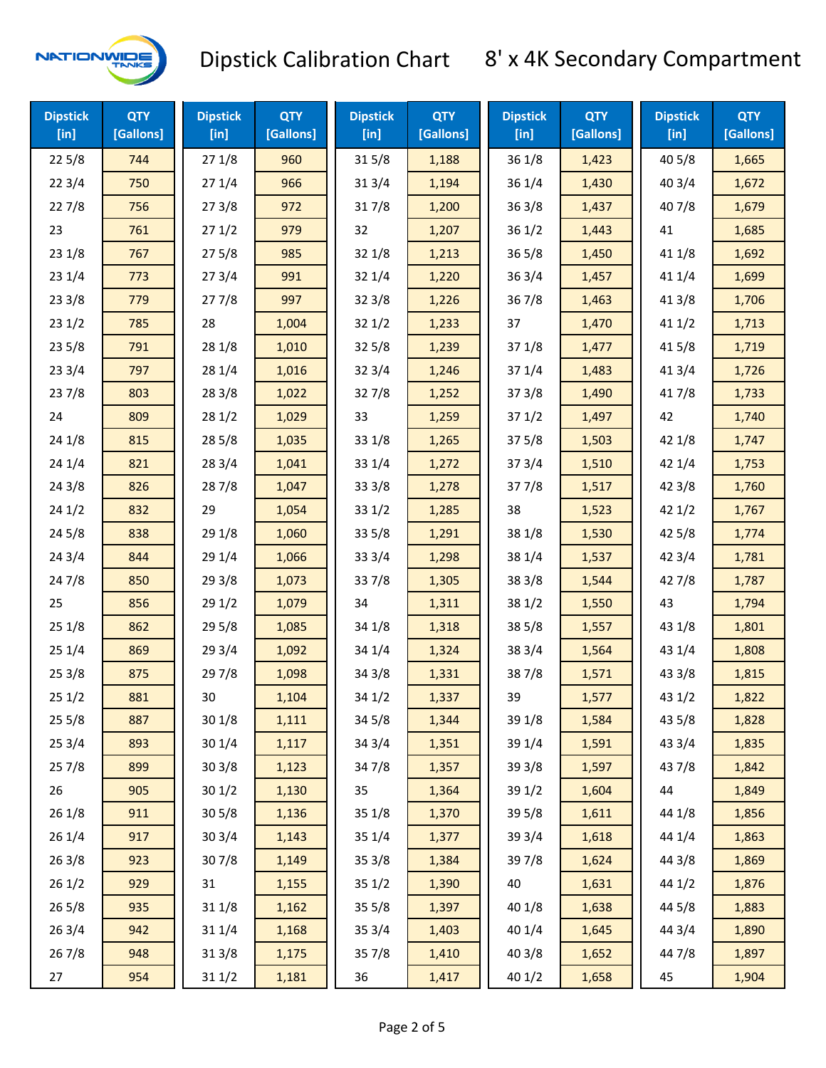# Dipstick Calibration Chart 8' x 4K Secondary Compartment

| Dipstick [in] | QTY [Gallons] | Dipstick [in] | QTY [Gallons] | Dipstick [in] | QTY [Gallons] | Dipstick [in] | QTY [Gallons] | Dipstick [in] | QTY [Gallons] |
|---|---|---|---|---|---|---|---|---|---|
| 22 5/8 | 744 | 27 1/8 | 960 | 31 5/8 | 1,188 | 36 1/8 | 1,423 | 40 5/8 | 1,665 |
| 22 3/4 | 750 | 27 1/4 | 966 | 31 3/4 | 1,194 | 36 1/4 | 1,430 | 40 3/4 | 1,672 |
| 22 7/8 | 756 | 27 3/8 | 972 | 31 7/8 | 1,200 | 36 3/8 | 1,437 | 40 7/8 | 1,679 |
| 23 | 761 | 27 1/2 | 979 | 32 | 1,207 | 36 1/2 | 1,443 | 41 | 1,685 |
| 23 1/8 | 767 | 27 5/8 | 985 | 32 1/8 | 1,213 | 36 5/8 | 1,450 | 41 1/8 | 1,692 |
| 23 1/4 | 773 | 27 3/4 | 991 | 32 1/4 | 1,220 | 36 3/4 | 1,457 | 41 1/4 | 1,699 |
| 23 3/8 | 779 | 27 7/8 | 997 | 32 3/8 | 1,226 | 36 7/8 | 1,463 | 41 3/8 | 1,706 |
| 23 1/2 | 785 | 28 | 1,004 | 32 1/2 | 1,233 | 37 | 1,470 | 41 1/2 | 1,713 |
| 23 5/8 | 791 | 28 1/8 | 1,010 | 32 5/8 | 1,239 | 37 1/8 | 1,477 | 41 5/8 | 1,719 |
| 23 3/4 | 797 | 28 1/4 | 1,016 | 32 3/4 | 1,246 | 37 1/4 | 1,483 | 41 3/4 | 1,726 |
| 23 7/8 | 803 | 28 3/8 | 1,022 | 32 7/8 | 1,252 | 37 3/8 | 1,490 | 41 7/8 | 1,733 |
| 24 | 809 | 28 1/2 | 1,029 | 33 | 1,259 | 37 1/2 | 1,497 | 42 | 1,740 |
| 24 1/8 | 815 | 28 5/8 | 1,035 | 33 1/8 | 1,265 | 37 5/8 | 1,503 | 42 1/8 | 1,747 |
| 24 1/4 | 821 | 28 3/4 | 1,041 | 33 1/4 | 1,272 | 37 3/4 | 1,510 | 42 1/4 | 1,753 |
| 24 3/8 | 826 | 28 7/8 | 1,047 | 33 3/8 | 1,278 | 37 7/8 | 1,517 | 42 3/8 | 1,760 |
| 24 1/2 | 832 | 29 | 1,054 | 33 1/2 | 1,285 | 38 | 1,523 | 42 1/2 | 1,767 |
| 24 5/8 | 838 | 29 1/8 | 1,060 | 33 5/8 | 1,291 | 38 1/8 | 1,530 | 42 5/8 | 1,774 |
| 24 3/4 | 844 | 29 1/4 | 1,066 | 33 3/4 | 1,298 | 38 1/4 | 1,537 | 42 3/4 | 1,781 |
| 24 7/8 | 850 | 29 3/8 | 1,073 | 33 7/8 | 1,305 | 38 3/8 | 1,544 | 42 7/8 | 1,787 |
| 25 | 856 | 29 1/2 | 1,079 | 34 | 1,311 | 38 1/2 | 1,550 | 43 | 1,794 |
| 25 1/8 | 862 | 29 5/8 | 1,085 | 34 1/8 | 1,318 | 38 5/8 | 1,557 | 43 1/8 | 1,801 |
| 25 1/4 | 869 | 29 3/4 | 1,092 | 34 1/4 | 1,324 | 38 3/4 | 1,564 | 43 1/4 | 1,808 |
| 25 3/8 | 875 | 29 7/8 | 1,098 | 34 3/8 | 1,331 | 38 7/8 | 1,571 | 43 3/8 | 1,815 |
| 25 1/2 | 881 | 30 | 1,104 | 34 1/2 | 1,337 | 39 | 1,577 | 43 1/2 | 1,822 |
| 25 5/8 | 887 | 30 1/8 | 1,111 | 34 5/8 | 1,344 | 39 1/8 | 1,584 | 43 5/8 | 1,828 |
| 25 3/4 | 893 | 30 1/4 | 1,117 | 34 3/4 | 1,351 | 39 1/4 | 1,591 | 43 3/4 | 1,835 |
| 25 7/8 | 899 | 30 3/8 | 1,123 | 34 7/8 | 1,357 | 39 3/8 | 1,597 | 43 7/8 | 1,842 |
| 26 | 905 | 30 1/2 | 1,130 | 35 | 1,364 | 39 1/2 | 1,604 | 44 | 1,849 |
| 26 1/8 | 911 | 30 5/8 | 1,136 | 35 1/8 | 1,370 | 39 5/8 | 1,611 | 44 1/8 | 1,856 |
| 26 1/4 | 917 | 30 3/4 | 1,143 | 35 1/4 | 1,377 | 39 3/4 | 1,618 | 44 1/4 | 1,863 |
| 26 3/8 | 923 | 30 7/8 | 1,149 | 35 3/8 | 1,384 | 39 7/8 | 1,624 | 44 3/8 | 1,869 |
| 26 1/2 | 929 | 31 | 1,155 | 35 1/2 | 1,390 | 40 | 1,631 | 44 1/2 | 1,876 |
| 26 5/8 | 935 | 31 1/8 | 1,162 | 35 5/8 | 1,397 | 40 1/8 | 1,638 | 44 5/8 | 1,883 |
| 26 3/4 | 942 | 31 1/4 | 1,168 | 35 3/4 | 1,403 | 40 1/4 | 1,645 | 44 3/4 | 1,890 |
| 26 7/8 | 948 | 31 3/8 | 1,175 | 35 7/8 | 1,410 | 40 3/8 | 1,652 | 44 7/8 | 1,897 |
| 27 | 954 | 31 1/2 | 1,181 | 36 | 1,417 | 40 1/2 | 1,658 | 45 | 1,904 |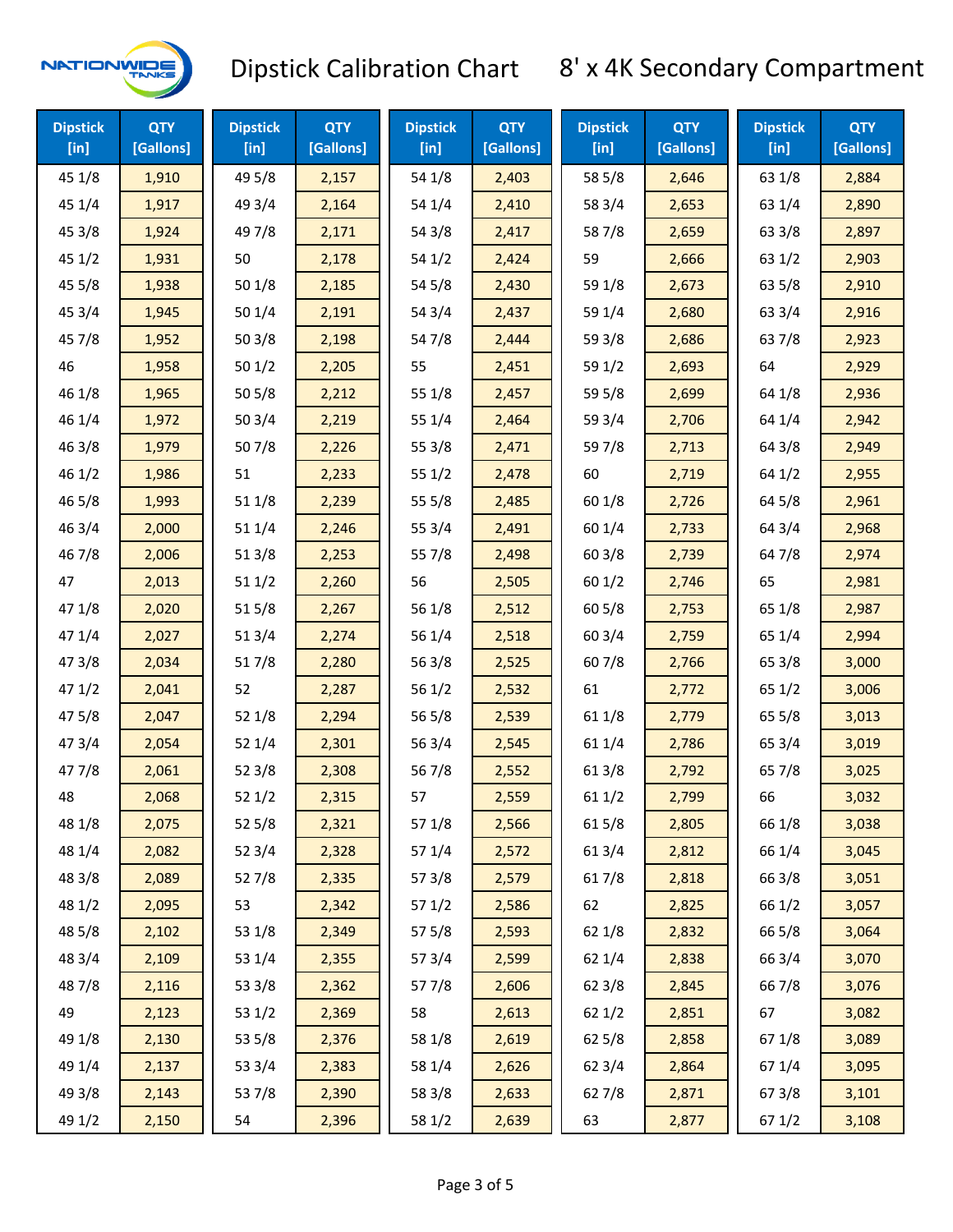# Dipstick Calibration Chart 8' x 4K Secondary Compartment

| Dipstick [in] | QTY [Gallons] | Dipstick [in] | QTY [Gallons] | Dipstick [in] | QTY [Gallons] | Dipstick [in] | QTY [Gallons] | Dipstick [in] | QTY [Gallons] |
|---|---|---|---|---|---|---|---|---|---|
| 45 1/8 | 1,910 | 49 5/8 | 2,157 | 54 1/8 | 2,403 | 58 5/8 | 2,646 | 63 1/8 | 2,884 |
| 45 1/4 | 1,917 | 49 3/4 | 2,164 | 54 1/4 | 2,410 | 58 3/4 | 2,653 | 63 1/4 | 2,890 |
| 45 3/8 | 1,924 | 49 7/8 | 2,171 | 54 3/8 | 2,417 | 58 7/8 | 2,659 | 63 3/8 | 2,897 |
| 45 1/2 | 1,931 | 50 | 2,178 | 54 1/2 | 2,424 | 59 | 2,666 | 63 1/2 | 2,903 |
| 45 5/8 | 1,938 | 50 1/8 | 2,185 | 54 5/8 | 2,430 | 59 1/8 | 2,673 | 63 5/8 | 2,910 |
| 45 3/4 | 1,945 | 50 1/4 | 2,191 | 54 3/4 | 2,437 | 59 1/4 | 2,680 | 63 3/4 | 2,916 |
| 45 7/8 | 1,952 | 50 3/8 | 2,198 | 54 7/8 | 2,444 | 59 3/8 | 2,686 | 63 7/8 | 2,923 |
| 46 | 1,958 | 50 1/2 | 2,205 | 55 | 2,451 | 59 1/2 | 2,693 | 64 | 2,929 |
| 46 1/8 | 1,965 | 50 5/8 | 2,212 | 55 1/8 | 2,457 | 59 5/8 | 2,699 | 64 1/8 | 2,936 |
| 46 1/4 | 1,972 | 50 3/4 | 2,219 | 55 1/4 | 2,464 | 59 3/4 | 2,706 | 64 1/4 | 2,942 |
| 46 3/8 | 1,979 | 50 7/8 | 2,226 | 55 3/8 | 2,471 | 59 7/8 | 2,713 | 64 3/8 | 2,949 |
| 46 1/2 | 1,986 | 51 | 2,233 | 55 1/2 | 2,478 | 60 | 2,719 | 64 1/2 | 2,955 |
| 46 5/8 | 1,993 | 51 1/8 | 2,239 | 55 5/8 | 2,485 | 60 1/8 | 2,726 | 64 5/8 | 2,961 |
| 46 3/4 | 2,000 | 51 1/4 | 2,246 | 55 3/4 | 2,491 | 60 1/4 | 2,733 | 64 3/4 | 2,968 |
| 46 7/8 | 2,006 | 51 3/8 | 2,253 | 55 7/8 | 2,498 | 60 3/8 | 2,739 | 64 7/8 | 2,974 |
| 47 | 2,013 | 51 1/2 | 2,260 | 56 | 2,505 | 60 1/2 | 2,746 | 65 | 2,981 |
| 47 1/8 | 2,020 | 51 5/8 | 2,267 | 56 1/8 | 2,512 | 60 5/8 | 2,753 | 65 1/8 | 2,987 |
| 47 1/4 | 2,027 | 51 3/4 | 2,274 | 56 1/4 | 2,518 | 60 3/4 | 2,759 | 65 1/4 | 2,994 |
| 47 3/8 | 2,034 | 51 7/8 | 2,280 | 56 3/8 | 2,525 | 60 7/8 | 2,766 | 65 3/8 | 3,000 |
| 47 1/2 | 2,041 | 52 | 2,287 | 56 1/2 | 2,532 | 61 | 2,772 | 65 1/2 | 3,006 |
| 47 5/8 | 2,047 | 52 1/8 | 2,294 | 56 5/8 | 2,539 | 61 1/8 | 2,779 | 65 5/8 | 3,013 |
| 47 3/4 | 2,054 | 52 1/4 | 2,301 | 56 3/4 | 2,545 | 61 1/4 | 2,786 | 65 3/4 | 3,019 |
| 47 7/8 | 2,061 | 52 3/8 | 2,308 | 56 7/8 | 2,552 | 61 3/8 | 2,792 | 65 7/8 | 3,025 |
| 48 | 2,068 | 52 1/2 | 2,315 | 57 | 2,559 | 61 1/2 | 2,799 | 66 | 3,032 |
| 48 1/8 | 2,075 | 52 5/8 | 2,321 | 57 1/8 | 2,566 | 61 5/8 | 2,805 | 66 1/8 | 3,038 |
| 48 1/4 | 2,082 | 52 3/4 | 2,328 | 57 1/4 | 2,572 | 61 3/4 | 2,812 | 66 1/4 | 3,045 |
| 48 3/8 | 2,089 | 52 7/8 | 2,335 | 57 3/8 | 2,579 | 61 7/8 | 2,818 | 66 3/8 | 3,051 |
| 48 1/2 | 2,095 | 53 | 2,342 | 57 1/2 | 2,586 | 62 | 2,825 | 66 1/2 | 3,057 |
| 48 5/8 | 2,102 | 53 1/8 | 2,349 | 57 5/8 | 2,593 | 62 1/8 | 2,832 | 66 5/8 | 3,064 |
| 48 3/4 | 2,109 | 53 1/4 | 2,355 | 57 3/4 | 2,599 | 62 1/4 | 2,838 | 66 3/4 | 3,070 |
| 48 7/8 | 2,116 | 53 3/8 | 2,362 | 57 7/8 | 2,606 | 62 3/8 | 2,845 | 66 7/8 | 3,076 |
| 49 | 2,123 | 53 1/2 | 2,369 | 58 | 2,613 | 62 1/2 | 2,851 | 67 | 3,082 |
| 49 1/8 | 2,130 | 53 5/8 | 2,376 | 58 1/8 | 2,619 | 62 5/8 | 2,858 | 67 1/8 | 3,089 |
| 49 1/4 | 2,137 | 53 3/4 | 2,383 | 58 1/4 | 2,626 | 62 3/4 | 2,864 | 67 1/4 | 3,095 |
| 49 3/8 | 2,143 | 53 7/8 | 2,390 | 58 3/8 | 2,633 | 62 7/8 | 2,871 | 67 3/8 | 3,101 |
| 49 1/2 | 2,150 | 54 | 2,396 | 58 1/2 | 2,639 | 63 | 2,877 | 67 1/2 | 3,108 |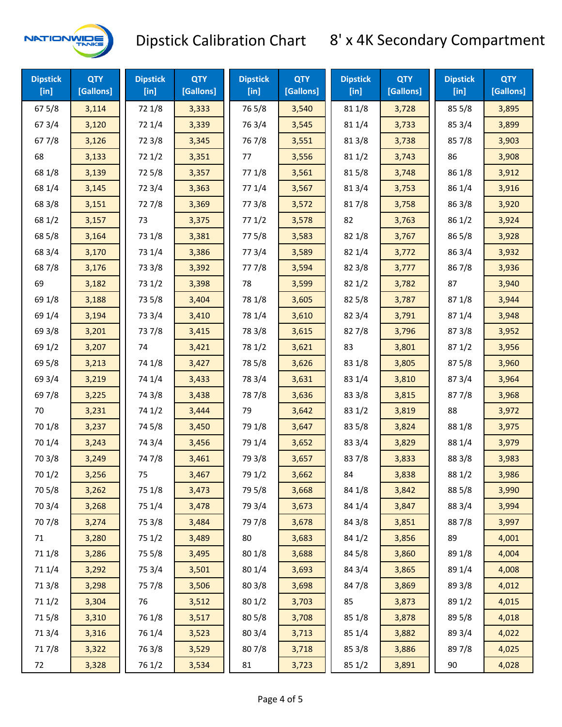# Dipstick Calibration Chart 8' x 4K Secondary Compartment

| Dipstick [in] | QTY [Gallons] | Dipstick [in] | QTY [Gallons] | Dipstick [in] | QTY [Gallons] | Dipstick [in] | QTY [Gallons] | Dipstick [in] | QTY [Gallons] |
|---|---|---|---|---|---|---|---|---|---|
| 67 5/8 | 3,114 | 72 1/8 | 3,333 | 76 5/8 | 3,540 | 81 1/8 | 3,728 | 85 5/8 | 3,895 |
| 67 3/4 | 3,120 | 72 1/4 | 3,339 | 76 3/4 | 3,545 | 81 1/4 | 3,733 | 85 3/4 | 3,899 |
| 67 7/8 | 3,126 | 72 3/8 | 3,345 | 76 7/8 | 3,551 | 81 3/8 | 3,738 | 85 7/8 | 3,903 |
| 68 | 3,133 | 72 1/2 | 3,351 | 77 | 3,556 | 81 1/2 | 3,743 | 86 | 3,908 |
| 68 1/8 | 3,139 | 72 5/8 | 3,357 | 77 1/8 | 3,561 | 81 5/8 | 3,748 | 86 1/8 | 3,912 |
| 68 1/4 | 3,145 | 72 3/4 | 3,363 | 77 1/4 | 3,567 | 81 3/4 | 3,753 | 86 1/4 | 3,916 |
| 68 3/8 | 3,151 | 72 7/8 | 3,369 | 77 3/8 | 3,572 | 81 7/8 | 3,758 | 86 3/8 | 3,920 |
| 68 1/2 | 3,157 | 73 | 3,375 | 77 1/2 | 3,578 | 82 | 3,763 | 86 1/2 | 3,924 |
| 68 5/8 | 3,164 | 73 1/8 | 3,381 | 77 5/8 | 3,583 | 82 1/8 | 3,767 | 86 5/8 | 3,928 |
| 68 3/4 | 3,170 | 73 1/4 | 3,386 | 77 3/4 | 3,589 | 82 1/4 | 3,772 | 86 3/4 | 3,932 |
| 68 7/8 | 3,176 | 73 3/8 | 3,392 | 77 7/8 | 3,594 | 82 3/8 | 3,777 | 86 7/8 | 3,936 |
| 69 | 3,182 | 73 1/2 | 3,398 | 78 | 3,599 | 82 1/2 | 3,782 | 87 | 3,940 |
| 69 1/8 | 3,188 | 73 5/8 | 3,404 | 78 1/8 | 3,605 | 82 5/8 | 3,787 | 87 1/8 | 3,944 |
| 69 1/4 | 3,194 | 73 3/4 | 3,410 | 78 1/4 | 3,610 | 82 3/4 | 3,791 | 87 1/4 | 3,948 |
| 69 3/8 | 3,201 | 73 7/8 | 3,415 | 78 3/8 | 3,615 | 82 7/8 | 3,796 | 87 3/8 | 3,952 |
| 69 1/2 | 3,207 | 74 | 3,421 | 78 1/2 | 3,621 | 83 | 3,801 | 87 1/2 | 3,956 |
| 69 5/8 | 3,213 | 74 1/8 | 3,427 | 78 5/8 | 3,626 | 83 1/8 | 3,805 | 87 5/8 | 3,960 |
| 69 3/4 | 3,219 | 74 1/4 | 3,433 | 78 3/4 | 3,631 | 83 1/4 | 3,810 | 87 3/4 | 3,964 |
| 69 7/8 | 3,225 | 74 3/8 | 3,438 | 78 7/8 | 3,636 | 83 3/8 | 3,815 | 87 7/8 | 3,968 |
| 70 | 3,231 | 74 1/2 | 3,444 | 79 | 3,642 | 83 1/2 | 3,819 | 88 | 3,972 |
| 70 1/8 | 3,237 | 74 5/8 | 3,450 | 79 1/8 | 3,647 | 83 5/8 | 3,824 | 88 1/8 | 3,975 |
| 70 1/4 | 3,243 | 74 3/4 | 3,456 | 79 1/4 | 3,652 | 83 3/4 | 3,829 | 88 1/4 | 3,979 |
| 70 3/8 | 3,249 | 74 7/8 | 3,461 | 79 3/8 | 3,657 | 83 7/8 | 3,833 | 88 3/8 | 3,983 |
| 70 1/2 | 3,256 | 75 | 3,467 | 79 1/2 | 3,662 | 84 | 3,838 | 88 1/2 | 3,986 |
| 70 5/8 | 3,262 | 75 1/8 | 3,473 | 79 5/8 | 3,668 | 84 1/8 | 3,842 | 88 5/8 | 3,990 |
| 70 3/4 | 3,268 | 75 1/4 | 3,478 | 79 3/4 | 3,673 | 84 1/4 | 3,847 | 88 3/4 | 3,994 |
| 70 7/8 | 3,274 | 75 3/8 | 3,484 | 79 7/8 | 3,678 | 84 3/8 | 3,851 | 88 7/8 | 3,997 |
| 71 | 3,280 | 75 1/2 | 3,489 | 80 | 3,683 | 84 1/2 | 3,856 | 89 | 4,001 |
| 71 1/8 | 3,286 | 75 5/8 | 3,495 | 80 1/8 | 3,688 | 84 5/8 | 3,860 | 89 1/8 | 4,004 |
| 71 1/4 | 3,292 | 75 3/4 | 3,501 | 80 1/4 | 3,693 | 84 3/4 | 3,865 | 89 1/4 | 4,008 |
| 71 3/8 | 3,298 | 75 7/8 | 3,506 | 80 3/8 | 3,698 | 84 7/8 | 3,869 | 89 3/8 | 4,012 |
| 71 1/2 | 3,304 | 76 | 3,512 | 80 1/2 | 3,703 | 85 | 3,873 | 89 1/2 | 4,015 |
| 71 5/8 | 3,310 | 76 1/8 | 3,517 | 80 5/8 | 3,708 | 85 1/8 | 3,878 | 89 5/8 | 4,018 |
| 71 3/4 | 3,316 | 76 1/4 | 3,523 | 80 3/4 | 3,713 | 85 1/4 | 3,882 | 89 3/4 | 4,022 |
| 71 7/8 | 3,322 | 76 3/8 | 3,529 | 80 7/8 | 3,718 | 85 3/8 | 3,886 | 89 7/8 | 4,025 |
| 72 | 3,328 | 76 1/2 | 3,534 | 81 | 3,723 | 85 1/2 | 3,891 | 90 | 4,028 |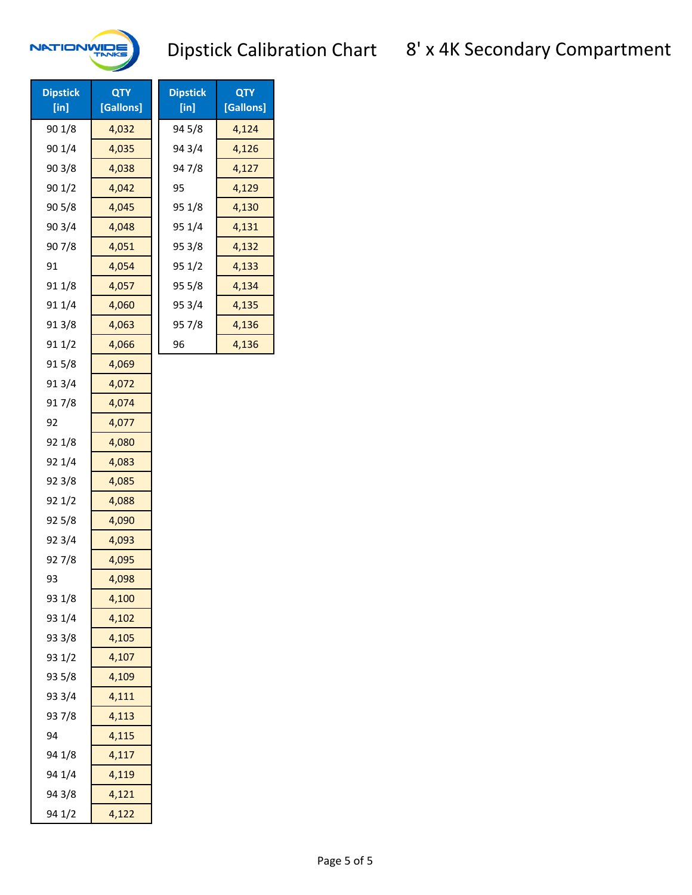# Dipstick Calibration Chart 8' x 4K Secondary Compartment

| Dipstick [in] | QTY [Gallons] | Dipstick [in] | QTY [Gallons] |
|---|---|---|---|
| 90 1/8 | 4,032 | 94 5/8 | 4,124 |
| 90 1/4 | 4,035 | 94 3/4 | 4,126 |
| 90 3/8 | 4,038 | 94 7/8 | 4,127 |
| 90 1/2 | 4,042 | 95 | 4,129 |
| 90 5/8 | 4,045 | 95 1/8 | 4,130 |
| 90 3/4 | 4,048 | 95 1/4 | 4,131 |
| 90 7/8 | 4,051 | 95 3/8 | 4,132 |
| 91 | 4,054 | 95 1/2 | 4,133 |
| 91 1/8 | 4,057 | 95 5/8 | 4,134 |
| 91 1/4 | 4,060 | 95 3/4 | 4,135 |
| 91 3/8 | 4,063 | 95 7/8 | 4,136 |
| 91 1/2 | 4,066 | 96 | 4,136 |
| 91 5/8 | 4,069 | | |
| 91 3/4 | 4,072 | | |
| 91 7/8 | 4,074 | | |
| 92 | 4,077 | | |
| 92 1/8 | 4,080 | | |
| 92 1/4 | 4,083 | | |
| 92 3/8 | 4,085 | | |
| 92 1/2 | 4,088 | | |
| 92 5/8 | 4,090 | | |
| 92 3/4 | 4,093 | | |
| 92 7/8 | 4,095 | | |
| 93 | 4,098 | | |
| 93 1/8 | 4,100 | | |
| 93 1/4 | 4,102 | | |
| 93 3/8 | 4,105 | | |
| 93 1/2 | 4,107 | | |
| 93 5/8 | 4,109 | | |
| 93 3/4 | 4,111 | | |
| 93 7/8 | 4,113 | | |
| 94 | 4,115 | | |
| 94 1/8 | 4,117 | | |
| 94 1/4 | 4,119 | | |
| 94 3/8 | 4,121 | | |
| 94 1/2 | 4,122 | | |